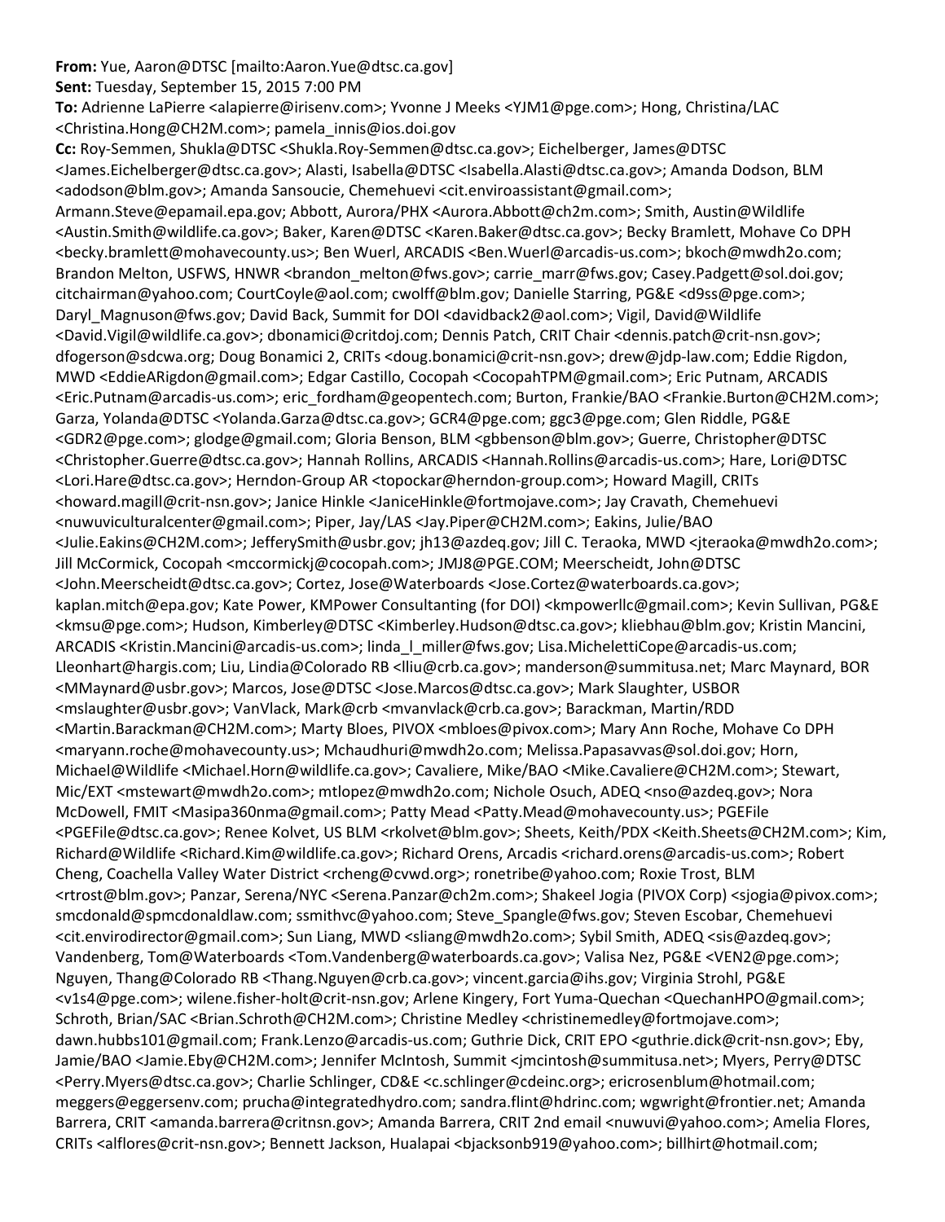**From:** Yue, Aaron@DTSC [mailto:Aaron.Yue@dtsc.ca.gov]
**Sent:** Tuesday, September 15, 2015 7:00 PM
**To:** Adrienne LaPierre <alapierre@irisenv.com>; Yvonne J Meeks <YJM1@pge.com>; Hong, Christina/LAC <Christina.Hong@CH2M.com>; pamela_innis@ios.doi.gov
**Cc:** Roy-Semmen, Shukla@DTSC <Shukla.Roy-Semmen@dtsc.ca.gov>; Eichelberger, James@DTSC <James.Eichelberger@dtsc.ca.gov>; Alasti, Isabella@DTSC <Isabella.Alasti@dtsc.ca.gov>; Amanda Dodson, BLM <adodson@blm.gov>; Amanda Sansoucie, Chemehuevi <cit.enviroassistant@gmail.com>; Armann.Steve@epamail.epa.gov; Abbott, Aurora/PHX <Aurora.Abbott@ch2m.com>; Smith, Austin@Wildlife <Austin.Smith@wildlife.ca.gov>; Baker, Karen@DTSC <Karen.Baker@dtsc.ca.gov>; Becky Bramlett, Mohave Co DPH <becky.bramlett@mohavecounty.us>; Ben Wuerl, ARCADIS <Ben.Wuerl@arcadis-us.com>; bkoch@mwdh2o.com; Brandon Melton, USFWS, HNWR <brandon_melton@fws.gov>; carrie_marr@fws.gov; Casey.Padgett@sol.doi.gov; citchairman@yahoo.com; CourtCoyle@aol.com; cwolff@blm.gov; Danielle Starring, PG&E <d9ss@pge.com>; Daryl_Magnuson@fws.gov; David Back, Summit for DOI <davidback2@aol.com>; Vigil, David@Wildlife <David.Vigil@wildlife.ca.gov>; dbonamici@critdoj.com; Dennis Patch, CRIT Chair <dennis.patch@crit-nsn.gov>; dfogerson@sdcwa.org; Doug Bonamici 2, CRITs <doug.bonamici@crit-nsn.gov>; drew@jdp-law.com; Eddie Rigdon, MWD <EddieARigdon@gmail.com>; Edgar Castillo, Cocopah <CocopahTPM@gmail.com>; Eric Putnam, ARCADIS <Eric.Putnam@arcadis-us.com>; eric_fordham@geopentech.com; Burton, Frankie/BAO <Frankie.Burton@CH2M.com>; Garza, Yolanda@DTSC <Yolanda.Garza@dtsc.ca.gov>; GCR4@pge.com; ggc3@pge.com; Glen Riddle, PG&E <GDR2@pge.com>; glodge@gmail.com; Gloria Benson, BLM <gbbenson@blm.gov>; Guerre, Christopher@DTSC <Christopher.Guerre@dtsc.ca.gov>; Hannah Rollins, ARCADIS <Hannah.Rollins@arcadis-us.com>; Hare, Lori@DTSC <Lori.Hare@dtsc.ca.gov>; Herndon-Group AR <topockar@herndon-group.com>; Howard Magill, CRITs <howard.magill@crit-nsn.gov>; Janice Hinkle <JaniceHinkle@fortmojave.com>; Jay Cravath, Chemehuevi <nuwuviculturalcenter@gmail.com>; Piper, Jay/LAS <Jay.Piper@CH2M.com>; Eakins, Julie/BAO <Julie.Eakins@CH2M.com>; JefferySmith@usbr.gov; jh13@azdeq.gov; Jill C. Teraoka, MWD <jteraoka@mwdh2o.com>; Jill McCormick, Cocopah <mccormickj@cocopah.com>; JMJ8@PGE.COM; Meerscheidt, John@DTSC <John.Meerscheidt@dtsc.ca.gov>; Cortez, Jose@Waterboards <Jose.Cortez@waterboards.ca.gov>; kaplan.mitch@epa.gov; Kate Power, KMPower Consultanting (for DOI) <kmpowerllc@gmail.com>; Kevin Sullivan, PG&E <kmsu@pge.com>; Hudson, Kimberley@DTSC <Kimberley.Hudson@dtsc.ca.gov>; kliebhau@blm.gov; Kristin Mancini, ARCADIS <Kristin.Mancini@arcadis-us.com>; linda_l_miller@fws.gov; Lisa.MichelettiCope@arcadis-us.com; Lleonhart@hargis.com; Liu, Lindia@Colorado RB <lliu@crb.ca.gov>; manderson@summitusa.net; Marc Maynard, BOR <MMaynard@usbr.gov>; Marcos, Jose@DTSC <Jose.Marcos@dtsc.ca.gov>; Mark Slaughter, USBOR <mslaughter@usbr.gov>; VanVlack, Mark@crb <mvanvlack@crb.ca.gov>; Barackman, Martin/RDD <Martin.Barackman@CH2M.com>; Marty Bloes, PIVOX <mbloes@pivox.com>; Mary Ann Roche, Mohave Co DPH <maryann.roche@mohavecounty.us>; Mchaudhuri@mwdh2o.com; Melissa.Papasavvas@sol.doi.gov; Horn, Michael@Wildlife <Michael.Horn@wildlife.ca.gov>; Cavaliere, Mike/BAO <Mike.Cavaliere@CH2M.com>; Stewart, Mic/EXT <mstewart@mwdh2o.com>; mtlopez@mwdh2o.com; Nichole Osuch, ADEQ <nso@azdeq.gov>; Nora McDowell, FMIT <Masipa360nma@gmail.com>; Patty Mead <Patty.Mead@mohavecounty.us>; PGEFile <PGEFile@dtsc.ca.gov>; Renee Kolvet, US BLM <rkolvet@blm.gov>; Sheets, Keith/PDX <Keith.Sheets@CH2M.com>; Kim, Richard@Wildlife <Richard.Kim@wildlife.ca.gov>; Richard Orens, Arcadis <richard.orens@arcadis-us.com>; Robert Cheng, Coachella Valley Water District <rcheng@cvwd.org>; ronetribe@yahoo.com; Roxie Trost, BLM <rtrost@blm.gov>; Panzar, Serena/NYC <Serena.Panzar@ch2m.com>; Shakeel Jogia (PIVOX Corp) <sjogia@pivox.com>; smcdonald@spmcdonaldlaw.com; ssmithvc@yahoo.com; Steve_Spangle@fws.gov; Steven Escobar, Chemehuevi <cit.envirodirector@gmail.com>; Sun Liang, MWD <sliang@mwdh2o.com>; Sybil Smith, ADEQ <sis@azdeq.gov>; Vandenberg, Tom@Waterboards <Tom.Vandenberg@waterboards.ca.gov>; Valisa Nez, PG&E <VEN2@pge.com>; Nguyen, Thang@Colorado RB <Thang.Nguyen@crb.ca.gov>; vincent.garcia@ihs.gov; Virginia Strohl, PG&E <v1s4@pge.com>; wilene.fisher-holt@crit-nsn.gov; Arlene Kingery, Fort Yuma-Quechan <QuechanHPO@gmail.com>; Schroth, Brian/SAC <Brian.Schroth@CH2M.com>; Christine Medley <christinemedley@fortmojave.com>; dawn.hubbs101@gmail.com; Frank.Lenzo@arcadis-us.com; Guthrie Dick, CRIT EPO <guthrie.dick@crit-nsn.gov>; Eby, Jamie/BAO <Jamie.Eby@CH2M.com>; Jennifer McIntosh, Summit <jmcintosh@summitusa.net>; Myers, Perry@DTSC <Perry.Myers@dtsc.ca.gov>; Charlie Schlinger, CD&E <c.schlinger@cdeinc.org>; ericrosenblum@hotmail.com; meggers@eggersenv.com; prucha@integratedhydro.com; sandra.flint@hdrinc.com; wgwright@frontier.net; Amanda Barrera, CRIT <amanda.barrera@critnsn.gov>; Amanda Barrera, CRIT 2nd email <nuwuvi@yahoo.com>; Amelia Flores, CRITs <alflores@crit-nsn.gov>; Bennett Jackson, Hualapai <bjacksonb919@yahoo.com>; billhirt@hotmail.com;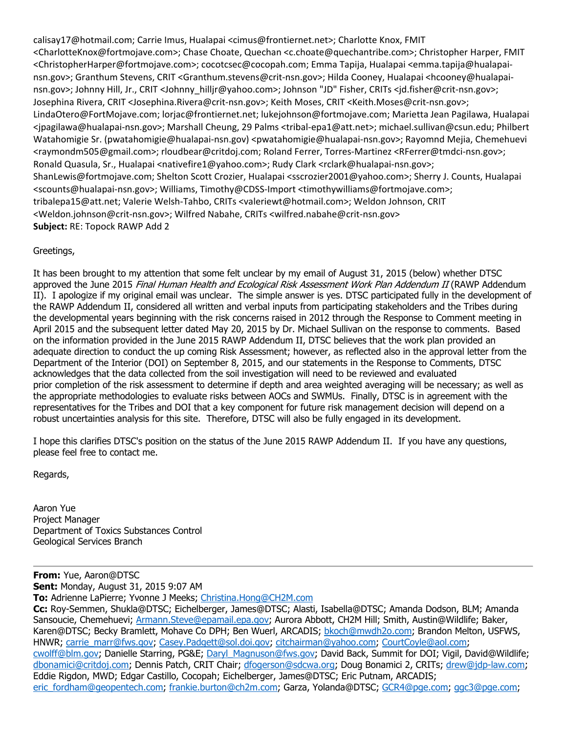calisay17@hotmail.com; Carrie Imus, Hualapai <cimus@frontiernet.net>; Charlotte Knox, FMIT <CharlotteKnox@fortmojave.com>; Chase Choate, Quechan <c.choate@quechantribe.com>; Christopher Harper, FMIT <ChristopherHarper@fortmojave.com>; cocotcsec@cocopah.com; Emma Tapija, Hualapai <emma.tapija@hualapai-nsn.gov>; Granthum Stevens, CRIT <Granthum.stevens@crit-nsn.gov>; Hilda Cooney, Hualapai <hcooney@hualapai-nsn.gov>; Johnny Hill, Jr., CRIT <Johnny_hilljr@yahoo.com>; Johnson "JD" Fisher, CRITs <jd.fisher@crit-nsn.gov>; Josephina Rivera, CRIT <Josephina.Rivera@crit-nsn.gov>; Keith Moses, CRIT <Keith.Moses@crit-nsn.gov>; LindaOtero@FortMojave.com; lorjac@frontiernet.net; lukejohnson@fortmojave.com; Marietta Jean Pagilawa, Hualapai <jpagilawa@hualapai-nsn.gov>; Marshall Cheung, 29 Palms <tribal-epa1@att.net>; michael.sullivan@csun.edu; Philbert Watahomigie Sr. (pwatahomigie@hualapai-nsn.gov) <pwatahomigie@hualapai-nsn.gov>; Rayomnd Mejia, Chemehuevi <raymondm505@gmail.com>; rloudbear@critdoj.com; Roland Ferrer, Torres-Martinez <RFerrer@tmdci-nsn.gov>; Ronald Quasula, Sr., Hualapai <nativefire1@yahoo.com>; Rudy Clark <rclark@hualapai-nsn.gov>; ShanLewis@fortmojave.com; Shelton Scott Crozier, Hualapai <sscrozier2001@yahoo.com>; Sherry J. Counts, Hualapai <scounts@hualapai-nsn.gov>; Williams, Timothy@CDSS-Import <timothywilliams@fortmojave.com>; tribalepa15@att.net; Valerie Welsh-Tahbo, CRITs <valeriewt@hotmail.com>; Weldon Johnson, CRIT <Weldon.johnson@crit-nsn.gov>; Wilfred Nabahe, CRITs <wilfred.nabahe@crit-nsn.gov>
**Subject:** RE: Topock RAWP Add 2

Greetings,

It has been brought to my attention that some felt unclear by my email of August 31, 2015 (below) whether DTSC approved the June 2015 *Final Human Health and Ecological Risk Assessment Work Plan Addendum II* (RAWP Addendum II). I apologize if my original email was unclear. The simple answer is yes. DTSC participated fully in the development of the RAWP Addendum II, considered all written and verbal inputs from participating stakeholders and the Tribes during the developmental years beginning with the risk concerns raised in 2012 through the Response to Comment meeting in April 2015 and the subsequent letter dated May 20, 2015 by Dr. Michael Sullivan on the response to comments. Based on the information provided in the June 2015 RAWP Addendum II, DTSC believes that the work plan provided an adequate direction to conduct the up coming Risk Assessment; however, as reflected also in the approval letter from the Department of the Interior (DOI) on September 8, 2015, and our statements in the Response to Comments, DTSC acknowledges that the data collected from the soil investigation will need to be reviewed and evaluated prior completion of the risk assessment to determine if depth and area weighted averaging will be necessary; as well as the appropriate methodologies to evaluate risks between AOCs and SWMUs. Finally, DTSC is in agreement with the representatives for the Tribes and DOI that a key component for future risk management decision will depend on a robust uncertainties analysis for this site. Therefore, DTSC will also be fully engaged in its development.

I hope this clarifies DTSC's position on the status of the June 2015 RAWP Addendum II. If you have any questions, please feel free to contact me.

Regards,

Aaron Yue
Project Manager
Department of Toxics Substances Control
Geological Services Branch

---

**From:** Yue, Aaron@DTSC
**Sent:** Monday, August 31, 2015 9:07 AM
**To:** Adrienne LaPierre; Yvonne J Meeks; Christina.Hong@CH2M.com
**Cc:** Roy-Semmen, Shukla@DTSC; Eichelberger, James@DTSC; Alasti, Isabella@DTSC; Amanda Dodson, BLM; Amanda Sansoucie, Chemehuevi; Armann.Steve@epamail.epa.gov; Aurora Abbott, CH2M Hill; Smith, Austin@Wildlife; Baker, Karen@DTSC; Becky Bramlett, Mohave Co DPH; Ben Wuerl, ARCADIS; bkoch@mwdh2o.com; Brandon Melton, USFWS, HNWR; carrie_marr@fws.gov; Casey.Padgett@sol.doi.gov; citchairman@yahoo.com; CourtCoyle@aol.com; cwolff@blm.gov; Danielle Starring, PG&E; Daryl_Magnuson@fws.gov; David Back, Summit for DOI; Vigil, David@Wildlife; dbonamici@critdoj.com; Dennis Patch, CRIT Chair; dfogerson@sdcwa.org; Doug Bonamici 2, CRITs; drew@jdp-law.com; Eddie Rigdon, MWD; Edgar Castillo, Cocopah; Eichelberger, James@DTSC; Eric Putnam, ARCADIS; eric_fordham@geopentech.com; frankie.burton@ch2m.com; Garza, Yolanda@DTSC; GCR4@pge.com; ggc3@pge.com;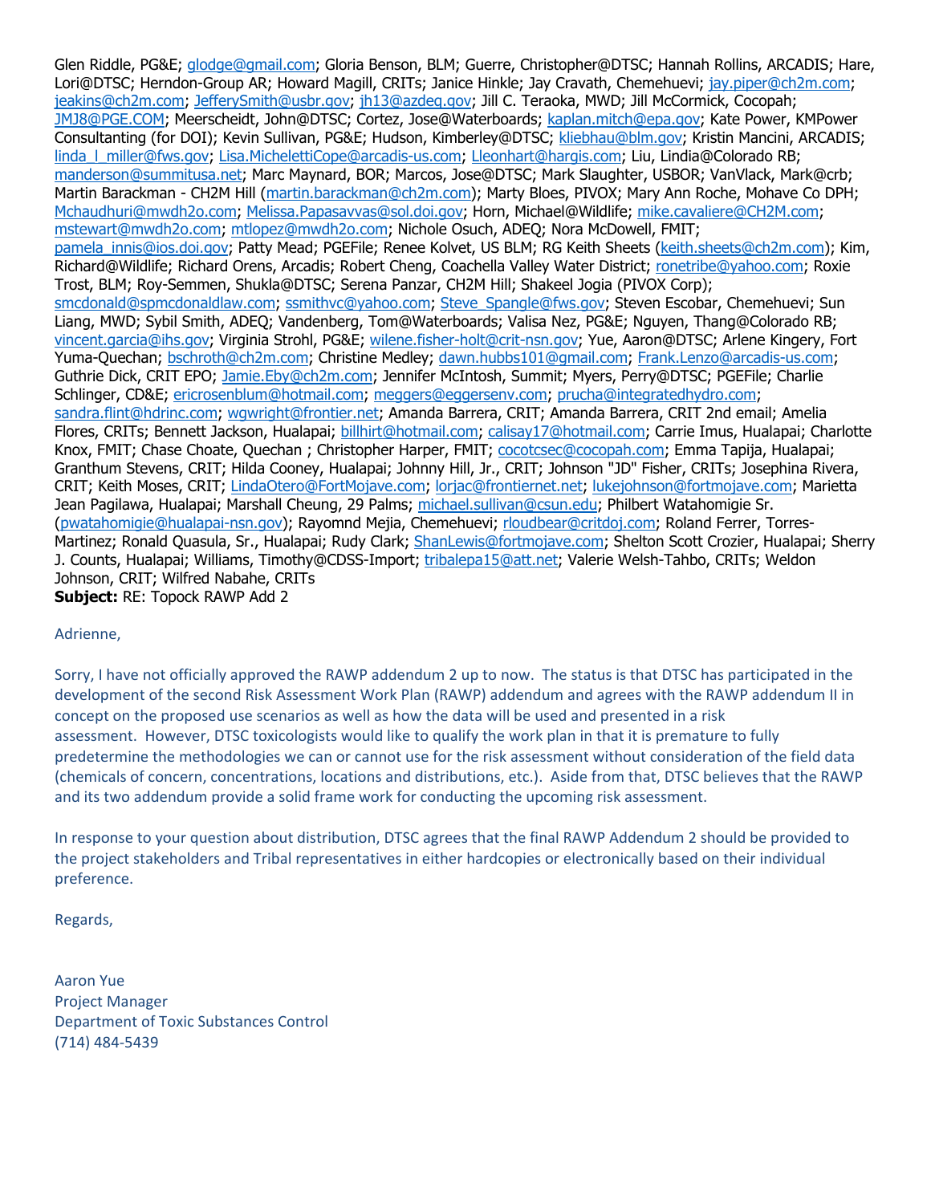Glen Riddle, PG&E; glodge@gmail.com; Gloria Benson, BLM; Guerre, Christopher@DTSC; Hannah Rollins, ARCADIS; Hare, Lori@DTSC; Herndon-Group AR; Howard Magill, CRITs; Janice Hinkle; Jay Cravath, Chemehuevi; jay.piper@ch2m.com; jeakins@ch2m.com; JefferySmith@usbr.gov; jh13@azdeq.gov; Jill C. Teraoka, MWD; Jill McCormick, Cocopah; JMJ8@PGE.COM; Meerscheidt, John@DTSC; Cortez, Jose@Waterboards; kaplan.mitch@epa.gov; Kate Power, KMPower Consultanting (for DOI); Kevin Sullivan, PG&E; Hudson, Kimberley@DTSC; kliebhau@blm.gov; Kristin Mancini, ARCADIS; linda_l_miller@fws.gov; Lisa.MichelettiCope@arcadis-us.com; Lleonhart@hargis.com; Liu, Lindia@Colorado RB; manderson@summitusa.net; Marc Maynard, BOR; Marcos, Jose@DTSC; Mark Slaughter, USBOR; VanVlack, Mark@crb; Martin Barackman - CH2M Hill (martin.barackman@ch2m.com); Marty Bloes, PIVOX; Mary Ann Roche, Mohave Co DPH; Mchaudhuri@mwdh2o.com; Melissa.Papasavvas@sol.doi.gov; Horn, Michael@Wildlife; mike.cavaliere@CH2M.com; mstewart@mwdh2o.com; mtlopez@mwdh2o.com; Nichole Osuch, ADEQ; Nora McDowell, FMIT; pamela_innis@ios.doi.gov; Patty Mead; PGEFile; Renee Kolvet, US BLM; RG Keith Sheets (keith.sheets@ch2m.com); Kim, Richard@Wildlife; Richard Orens, Arcadis; Robert Cheng, Coachella Valley Water District; ronetribe@yahoo.com; Roxie Trost, BLM; Roy-Semmen, Shukla@DTSC; Serena Panzar, CH2M Hill; Shakeel Jogia (PIVOX Corp); smcdonald@spmcdonaldlaw.com; ssmithvc@yahoo.com; Steve_Spangle@fws.gov; Steven Escobar, Chemehuevi; Sun Liang, MWD; Sybil Smith, ADEQ; Vandenberg, Tom@Waterboards; Valisa Nez, PG&E; Nguyen, Thang@Colorado RB; vincent.garcia@ihs.gov; Virginia Strohl, PG&E; wilene.fisher-holt@crit-nsn.gov; Yue, Aaron@DTSC; Arlene Kingery, Fort Yuma-Quechan; bschroth@ch2m.com; Christine Medley; dawn.hubbs101@gmail.com; Frank.Lenzo@arcadis-us.com; Guthrie Dick, CRIT EPO; Jamie.Eby@ch2m.com; Jennifer McIntosh, Summit; Myers, Perry@DTSC; PGEFile; Charlie Schlinger, CD&E; ericrosenblum@hotmail.com; meggers@eggersenv.com; prucha@integratedhydro.com; sandra.flint@hdrinc.com; wgwright@frontier.net; Amanda Barrera, CRIT; Amanda Barrera, CRIT 2nd email; Amelia Flores, CRITs; Bennett Jackson, Hualapai; billhirt@hotmail.com; calisay17@hotmail.com; Carrie Imus, Hualapai; Charlotte Knox, FMIT; Chase Choate, Quechan ; Christopher Harper, FMIT; cocotcsec@cocopah.com; Emma Tapija, Hualapai; Granthum Stevens, CRIT; Hilda Cooney, Hualapai; Johnny Hill, Jr., CRIT; Johnson "JD" Fisher, CRITs; Josephina Rivera, CRIT; Keith Moses, CRIT; LindaOtero@FortMojave.com; lorjac@frontiernet.net; lukejohnson@fortmojave.com; Marietta Jean Pagilawa, Hualapai; Marshall Cheung, 29 Palms; michael.sullivan@csun.edu; Philbert Watahomigie Sr. (pwatahomigie@hualapai-nsn.gov); Rayomnd Mejia, Chemehuevi; rloudbear@critdoj.com; Roland Ferrer, Torres-Martinez; Ronald Quasula, Sr., Hualapai; Rudy Clark; ShanLewis@fortmojave.com; Shelton Scott Crozier, Hualapai; Sherry J. Counts, Hualapai; Williams, Timothy@CDSS-Import; tribalepa15@att.net; Valerie Welsh-Tahbo, CRITs; Weldon Johnson, CRIT; Wilfred Nabahe, CRITs
**Subject:** RE: Topock RAWP Add 2

Adrienne,

Sorry, I have not officially approved the RAWP addendum 2 up to now. The status is that DTSC has participated in the development of the second Risk Assessment Work Plan (RAWP) addendum and agrees with the RAWP addendum II in concept on the proposed use scenarios as well as how the data will be used and presented in a risk assessment. However, DTSC toxicologists would like to qualify the work plan in that it is premature to fully predetermine the methodologies we can or cannot use for the risk assessment without consideration of the field data (chemicals of concern, concentrations, locations and distributions, etc.). Aside from that, DTSC believes that the RAWP and its two addendum provide a solid frame work for conducting the upcoming risk assessment.

In response to your question about distribution, DTSC agrees that the final RAWP Addendum 2 should be provided to the project stakeholders and Tribal representatives in either hardcopies or electronically based on their individual preference.

Regards,

Aaron Yue
Project Manager
Department of Toxic Substances Control
(714) 484-5439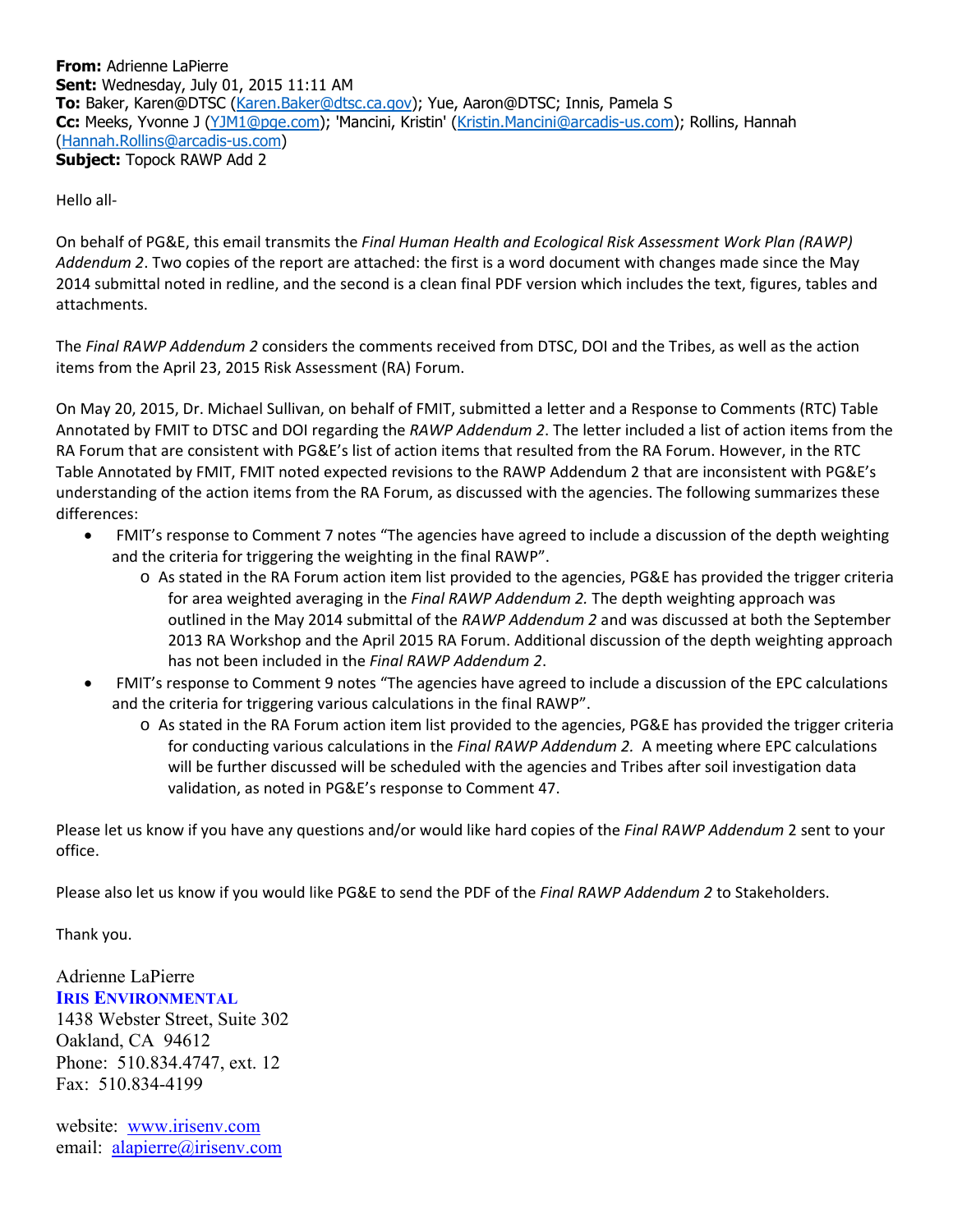**From:** Adrienne LaPierre
**Sent:** Wednesday, July 01, 2015 11:11 AM
**To:** Baker, Karen@DTSC (Karen.Baker@dtsc.ca.gov); Yue, Aaron@DTSC; Innis, Pamela S
**Cc:** Meeks, Yvonne J (YJM1@pge.com); 'Mancini, Kristin' (Kristin.Mancini@arcadis-us.com); Rollins, Hannah (Hannah.Rollins@arcadis-us.com)
**Subject:** Topock RAWP Add 2

Hello all-

On behalf of PG&E, this email transmits the *Final Human Health and Ecological Risk Assessment Work Plan (RAWP) Addendum 2*. Two copies of the report are attached: the first is a word document with changes made since the May 2014 submittal noted in redline, and the second is a clean final PDF version which includes the text, figures, tables and attachments.

The *Final RAWP Addendum 2* considers the comments received from DTSC, DOI and the Tribes, as well as the action items from the April 23, 2015 Risk Assessment (RA) Forum.

On May 20, 2015, Dr. Michael Sullivan, on behalf of FMIT, submitted a letter and a Response to Comments (RTC) Table Annotated by FMIT to DTSC and DOI regarding the *RAWP Addendum 2*. The letter included a list of action items from the RA Forum that are consistent with PG&E's list of action items that resulted from the RA Forum. However, in the RTC Table Annotated by FMIT, FMIT noted expected revisions to the RAWP Addendum 2 that are inconsistent with PG&E's understanding of the action items from the RA Forum, as discussed with the agencies. The following summarizes these differences:

- FMIT's response to Comment 7 notes "The agencies have agreed to include a discussion of the depth weighting and the criteria for triggering the weighting in the final RAWP".
  - As stated in the RA Forum action item list provided to the agencies, PG&E has provided the trigger criteria for area weighted averaging in the *Final RAWP Addendum 2.* The depth weighting approach was outlined in the May 2014 submittal of the *RAWP Addendum 2* and was discussed at both the September 2013 RA Workshop and the April 2015 RA Forum. Additional discussion of the depth weighting approach has not been included in the *Final RAWP Addendum 2*.
- FMIT's response to Comment 9 notes "The agencies have agreed to include a discussion of the EPC calculations and the criteria for triggering various calculations in the final RAWP".
  - As stated in the RA Forum action item list provided to the agencies, PG&E has provided the trigger criteria for conducting various calculations in the *Final RAWP Addendum 2.* A meeting where EPC calculations will be further discussed will be scheduled with the agencies and Tribes after soil investigation data validation, as noted in PG&E's response to Comment 47.

Please let us know if you have any questions and/or would like hard copies of the *Final RAWP Addendum* 2 sent to your office.

Please also let us know if you would like PG&E to send the PDF of the *Final RAWP Addendum 2* to Stakeholders.

Thank you.

Adrienne LaPierre
**IRIS ENVIRONMENTAL**
1438 Webster Street, Suite 302
Oakland, CA 94612
Phone: 510.834.4747, ext. 12
Fax: 510.834-4199

website: www.irisenv.com
email: alapierre@irisenv.com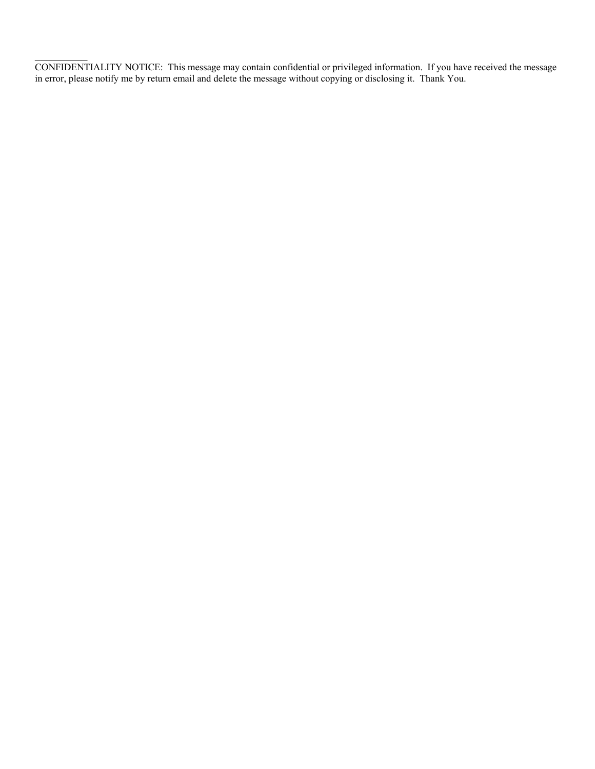___________

CONFIDENTIALITY NOTICE: This message may contain confidential or privileged information. If you have received the message in error, please notify me by return email and delete the message without copying or disclosing it. Thank You.